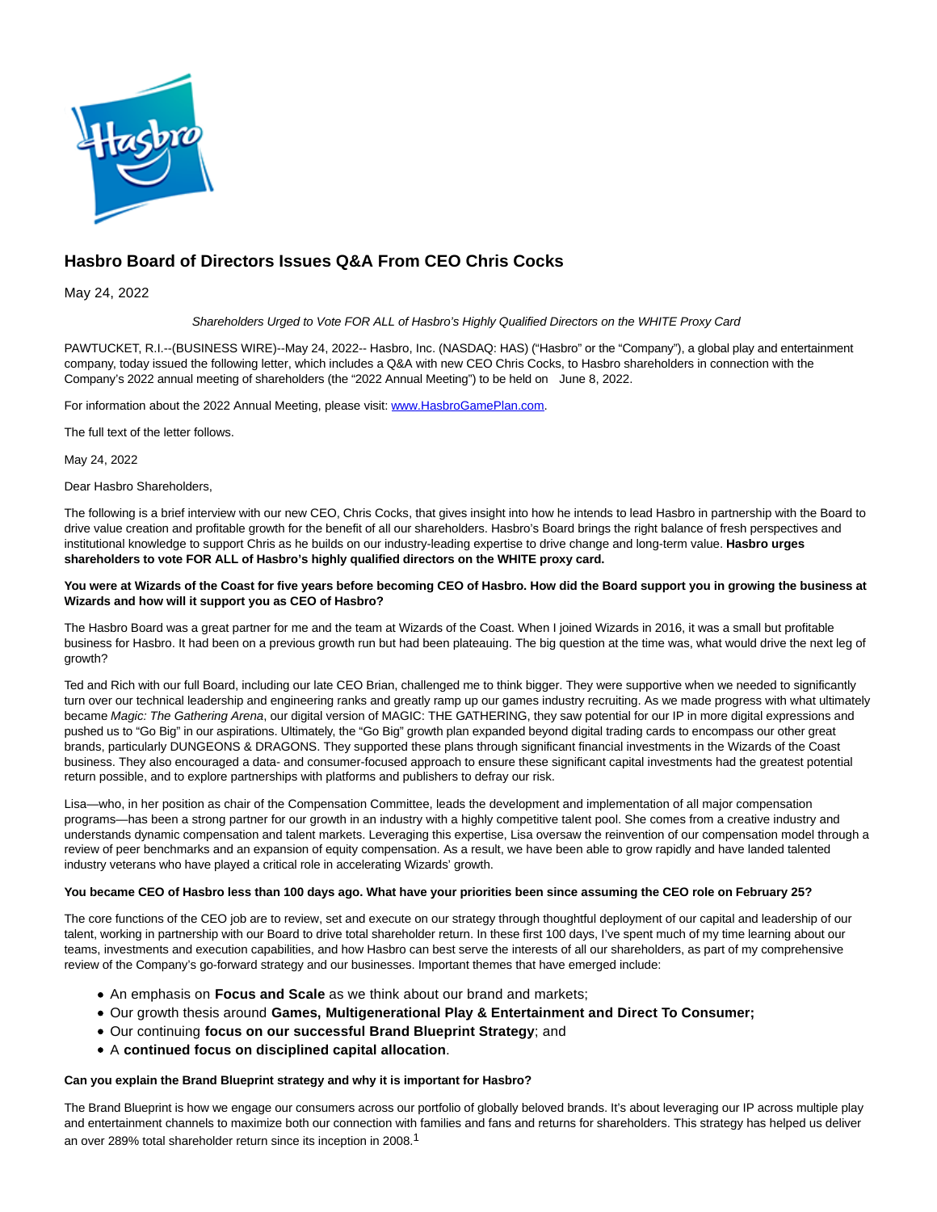# Hasbro Board of Directors Issues Q&A From CEO Chris Cocks

May 24, 2022

*Shareholders Urged to Vote FOR ALL of Hasbro's Highly Qualified Directors on the WHITE Proxy Card*

PAWTUCKET, R.I.--(BUSINESS WIRE)--May 24, 2022-- Hasbro, Inc. (NASDAQ: HAS) ("Hasbro" or the "Company"), a global play and entertainment company, today issued the following letter, which includes a Q&A with new CEO Chris Cocks, to Hasbro shareholders in connection with the Company's 2022 annual meeting of shareholders (the "2022 Annual Meeting") to be held on June 8, 2022.

For information about the 2022 Annual Meeting, please visit: www.HasbroGamePlan.com.

The full text of the letter follows.

May 24, 2022

Dear Hasbro Shareholders,

The following is a brief interview with our new CEO, Chris Cocks, that gives insight into how he intends to lead Hasbro in partnership with the Board to drive value creation and profitable growth for the benefit of all our shareholders. Hasbro's Board brings the right balance of fresh perspectives and institutional knowledge to support Chris as he builds on our industry-leading expertise to drive change and long-term value. **Hasbro urges shareholders to vote FOR ALL of Hasbro's highly qualified directors on the WHITE proxy card.**

**You were at Wizards of the Coast for five years before becoming CEO of Hasbro. How did the Board support you in growing the business at Wizards and how will it support you as CEO of Hasbro?**

The Hasbro Board was a great partner for me and the team at Wizards of the Coast. When I joined Wizards in 2016, it was a small but profitable business for Hasbro. It had been on a previous growth run but had been plateauing. The big question at the time was, what would drive the next leg of growth?

Ted and Rich with our full Board, including our late CEO Brian, challenged me to think bigger. They were supportive when we needed to significantly turn over our technical leadership and engineering ranks and greatly ramp up our games industry recruiting. As we made progress with what ultimately became *Magic: The Gathering Arena*, our digital version of MAGIC: THE GATHERING, they saw potential for our IP in more digital expressions and pushed us to "Go Big" in our aspirations. Ultimately, the "Go Big" growth plan expanded beyond digital trading cards to encompass our other great brands, particularly DUNGEONS & DRAGONS. They supported these plans through significant financial investments in the Wizards of the Coast business. They also encouraged a data- and consumer-focused approach to ensure these significant capital investments had the greatest potential return possible, and to explore partnerships with platforms and publishers to defray our risk.

Lisa—who, in her position as chair of the Compensation Committee, leads the development and implementation of all major compensation programs—has been a strong partner for our growth in an industry with a highly competitive talent pool. She comes from a creative industry and understands dynamic compensation and talent markets. Leveraging this expertise, Lisa oversaw the reinvention of our compensation model through a review of peer benchmarks and an expansion of equity compensation. As a result, we have been able to grow rapidly and have landed talented industry veterans who have played a critical role in accelerating Wizards' growth.

**You became CEO of Hasbro less than 100 days ago. What have your priorities been since assuming the CEO role on February 25?**

The core functions of the CEO job are to review, set and execute on our strategy through thoughtful deployment of our capital and leadership of our talent, working in partnership with our Board to drive total shareholder return. In these first 100 days, I've spent much of my time learning about our teams, investments and execution capabilities, and how Hasbro can best serve the interests of all our shareholders, as part of my comprehensive review of the Company's go-forward strategy and our businesses. Important themes that have emerged include:

- An emphasis on **Focus and Scale** as we think about our brand and markets;
- Our growth thesis around **Games, Multigenerational Play & Entertainment and Direct To Consumer;**
- Our continuing **focus on our successful Brand Blueprint Strategy**; and
- A **continued focus on disciplined capital allocation**.

**Can you explain the Brand Blueprint strategy and why it is important for Hasbro?**

The Brand Blueprint is how we engage our consumers across our portfolio of globally beloved brands. It's about leveraging our IP across multiple play and entertainment channels to maximize both our connection with families and fans and returns for shareholders. This strategy has helped us deliver an over 289% total shareholder return since its inception in 2008.[1]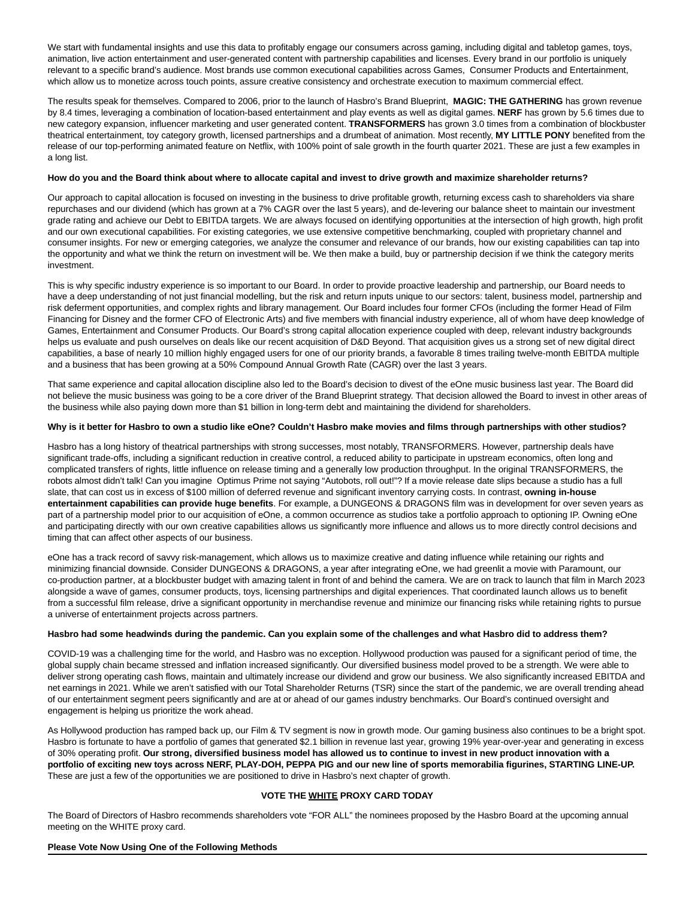We start with fundamental insights and use this data to profitably engage our consumers across gaming, including digital and tabletop games, toys, animation, live action entertainment and user-generated content with partnership capabilities and licenses. Every brand in our portfolio is uniquely relevant to a specific brand's audience. Most brands use common executional capabilities across Games, Consumer Products and Entertainment, which allow us to monetize across touch points, assure creative consistency and orchestrate execution to maximum commercial effect.

The results speak for themselves. Compared to 2006, prior to the launch of Hasbro's Brand Blueprint, **MAGIC: THE GATHERING** has grown revenue by 8.4 times, leveraging a combination of location-based entertainment and play events as well as digital games. **NERF** has grown by 5.6 times due to new category expansion, influencer marketing and user generated content. **TRANSFORMERS** has grown 3.0 times from a combination of blockbuster theatrical entertainment, toy category growth, licensed partnerships and a drumbeat of animation. Most recently, **MY LITTLE PONY** benefited from the release of our top-performing animated feature on Netflix, with 100% point of sale growth in the fourth quarter 2021. These are just a few examples in a long list.

**How do you and the Board think about where to allocate capital and invest to drive growth and maximize shareholder returns?**

Our approach to capital allocation is focused on investing in the business to drive profitable growth, returning excess cash to shareholders via share repurchases and our dividend (which has grown at a 7% CAGR over the last 5 years), and de-levering our balance sheet to maintain our investment grade rating and achieve our Debt to EBITDA targets. We are always focused on identifying opportunities at the intersection of high growth, high profit and our own executional capabilities. For existing categories, we use extensive competitive benchmarking, coupled with proprietary channel and consumer insights. For new or emerging categories, we analyze the consumer and relevance of our brands, how our existing capabilities can tap into the opportunity and what we think the return on investment will be. We then make a build, buy or partnership decision if we think the category merits investment.

This is why specific industry experience is so important to our Board. In order to provide proactive leadership and partnership, our Board needs to have a deep understanding of not just financial modelling, but the risk and return inputs unique to our sectors: talent, business model, partnership and risk deferment opportunities, and complex rights and library management. Our Board includes four former CFOs (including the former Head of Film Financing for Disney and the former CFO of Electronic Arts) and five members with financial industry experience, all of whom have deep knowledge of Games, Entertainment and Consumer Products. Our Board's strong capital allocation experience coupled with deep, relevant industry backgrounds helps us evaluate and push ourselves on deals like our recent acquisition of D&D Beyond. That acquisition gives us a strong set of new digital direct capabilities, a base of nearly 10 million highly engaged users for one of our priority brands, a favorable 8 times trailing twelve-month EBITDA multiple and a business that has been growing at a 50% Compound Annual Growth Rate (CAGR) over the last 3 years.

That same experience and capital allocation discipline also led to the Board's decision to divest of the eOne music business last year. The Board did not believe the music business was going to be a core driver of the Brand Blueprint strategy. That decision allowed the Board to invest in other areas of the business while also paying down more than $1 billion in long-term debt and maintaining the dividend for shareholders.

**Why is it better for Hasbro to own a studio like eOne? Couldn't Hasbro make movies and films through partnerships with other studios?**

Hasbro has a long history of theatrical partnerships with strong successes, most notably, TRANSFORMERS. However, partnership deals have significant trade-offs, including a significant reduction in creative control, a reduced ability to participate in upstream economics, often long and complicated transfers of rights, little influence on release timing and a generally low production throughput. In the original TRANSFORMERS, the robots almost didn't talk! Can you imagine Optimus Prime not saying "Autobots, roll out!"? If a movie release date slips because a studio has a full slate, that can cost us in excess of $100 million of deferred revenue and significant inventory carrying costs. In contrast, **owning in-house entertainment capabilities can provide huge benefits**. For example, a DUNGEONS & DRAGONS film was in development for over seven years as part of a partnership model prior to our acquisition of eOne, a common occurrence as studios take a portfolio approach to optioning IP. Owning eOne and participating directly with our own creative capabilities allows us significantly more influence and allows us to more directly control decisions and timing that can affect other aspects of our business.

eOne has a track record of savvy risk-management, which allows us to maximize creative and dating influence while retaining our rights and minimizing financial downside. Consider DUNGEONS & DRAGONS, a year after integrating eOne, we had greenlit a movie with Paramount, our co-production partner, at a blockbuster budget with amazing talent in front of and behind the camera. We are on track to launch that film in March 2023 alongside a wave of games, consumer products, toys, licensing partnerships and digital experiences. That coordinated launch allows us to benefit from a successful film release, drive a significant opportunity in merchandise revenue and minimize our financing risks while retaining rights to pursue a universe of entertainment projects across partners.

**Hasbro had some headwinds during the pandemic. Can you explain some of the challenges and what Hasbro did to address them?**

COVID-19 was a challenging time for the world, and Hasbro was no exception. Hollywood production was paused for a significant period of time, the global supply chain became stressed and inflation increased significantly. Our diversified business model proved to be a strength. We were able to deliver strong operating cash flows, maintain and ultimately increase our dividend and grow our business. We also significantly increased EBITDA and net earnings in 2021. While we aren't satisfied with our Total Shareholder Returns (TSR) since the start of the pandemic, we are overall trending ahead of our entertainment segment peers significantly and are at or ahead of our games industry benchmarks. Our Board's continued oversight and engagement is helping us prioritize the work ahead.

As Hollywood production has ramped back up, our Film & TV segment is now in growth mode. Our gaming business also continues to be a bright spot. Hasbro is fortunate to have a portfolio of games that generated $2.1 billion in revenue last year, growing 19% year-over-year and generating in excess of 30% operating profit. **Our strong, diversified business model has allowed us to continue to invest in new product innovation with a portfolio of exciting new toys across NERF, PLAY-DOH, PEPPA PIG and our new line of sports memorabilia figurines, STARTING LINE-UP.** These are just a few of the opportunities we are positioned to drive in Hasbro's next chapter of growth.

**VOTE THE <u>WHITE</u> PROXY CARD TODAY**

The Board of Directors of Hasbro recommends shareholders vote "FOR ALL" the nominees proposed by the Hasbro Board at the upcoming annual meeting on the WHITE proxy card.

**Please Vote Now Using One of the Following Methods**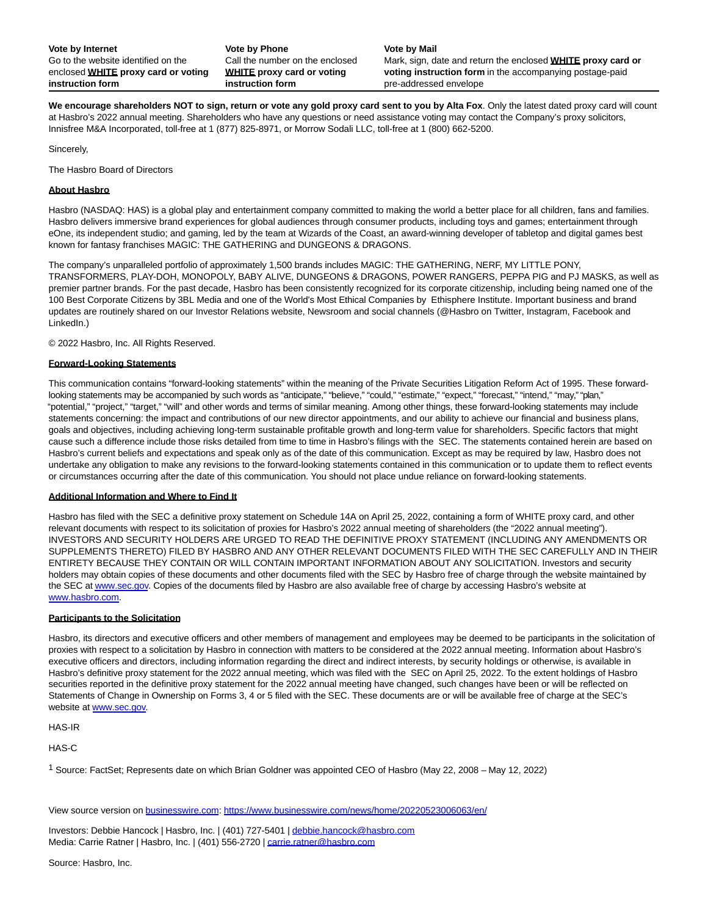| Vote by Internet | Vote by Phone | Vote by Mail |
| --- | --- | --- |
| Go to the website identified on the enclosed **WHITE proxy card or voting instruction form** | Call the number on the enclosed **WHITE proxy card or voting instruction form** | Mark, sign, date and return the enclosed **WHITE proxy card or voting instruction form** in the accompanying postage-paid pre-addressed envelope |

**We encourage shareholders NOT to sign, return or vote any gold proxy card sent to you by Alta Fox**. Only the latest dated proxy card will count at Hasbro's 2022 annual meeting. Shareholders who have any questions or need assistance voting may contact the Company's proxy solicitors, Innisfree M&A Incorporated, toll-free at 1 (877) 825-8971, or Morrow Sodali LLC, toll-free at 1 (800) 662-5200.

Sincerely,

The Hasbro Board of Directors

**About Hasbro**

Hasbro (NASDAQ: HAS) is a global play and entertainment company committed to making the world a better place for all children, fans and families. Hasbro delivers immersive brand experiences for global audiences through consumer products, including toys and games; entertainment through eOne, its independent studio; and gaming, led by the team at Wizards of the Coast, an award-winning developer of tabletop and digital games best known for fantasy franchises MAGIC: THE GATHERING and DUNGEONS & DRAGONS.

The company's unparalleled portfolio of approximately 1,500 brands includes MAGIC: THE GATHERING, NERF, MY LITTLE PONY, TRANSFORMERS, PLAY-DOH, MONOPOLY, BABY ALIVE, DUNGEONS & DRAGONS, POWER RANGERS, PEPPA PIG and PJ MASKS, as well as premier partner brands. For the past decade, Hasbro has been consistently recognized for its corporate citizenship, including being named one of the 100 Best Corporate Citizens by 3BL Media and one of the World's Most Ethical Companies by Ethisphere Institute. Important business and brand updates are routinely shared on our Investor Relations website, Newsroom and social channels (@Hasbro on Twitter, Instagram, Facebook and LinkedIn.)

© 2022 Hasbro, Inc. All Rights Reserved.

**Forward-Looking Statements**

This communication contains "forward-looking statements" within the meaning of the Private Securities Litigation Reform Act of 1995. These forward-looking statements may be accompanied by such words as "anticipate," "believe," "could," "estimate," "expect," "forecast," "intend," "may," "plan," "potential," "project," "target," "will" and other words and terms of similar meaning. Among other things, these forward-looking statements may include statements concerning: the impact and contributions of our new director appointments, and our ability to achieve our financial and business plans, goals and objectives, including achieving long-term sustainable profitable growth and long-term value for shareholders. Specific factors that might cause such a difference include those risks detailed from time to time in Hasbro's filings with the SEC. The statements contained herein are based on Hasbro's current beliefs and expectations and speak only as of the date of this communication. Except as may be required by law, Hasbro does not undertake any obligation to make any revisions to the forward-looking statements contained in this communication or to update them to reflect events or circumstances occurring after the date of this communication. You should not place undue reliance on forward-looking statements.

**Additional Information and Where to Find It**

Hasbro has filed with the SEC a definitive proxy statement on Schedule 14A on April 25, 2022, containing a form of WHITE proxy card, and other relevant documents with respect to its solicitation of proxies for Hasbro's 2022 annual meeting of shareholders (the "2022 annual meeting"). INVESTORS AND SECURITY HOLDERS ARE URGED TO READ THE DEFINITIVE PROXY STATEMENT (INCLUDING ANY AMENDMENTS OR SUPPLEMENTS THERETO) FILED BY HASBRO AND ANY OTHER RELEVANT DOCUMENTS FILED WITH THE SEC CAREFULLY AND IN THEIR ENTIRETY BECAUSE THEY CONTAIN OR WILL CONTAIN IMPORTANT INFORMATION ABOUT ANY SOLICITATION. Investors and security holders may obtain copies of these documents and other documents filed with the SEC by Hasbro free of charge through the website maintained by the SEC at www.sec.gov. Copies of the documents filed by Hasbro are also available free of charge by accessing Hasbro's website at www.hasbro.com.

**Participants to the Solicitation**

Hasbro, its directors and executive officers and other members of management and employees may be deemed to be participants in the solicitation of proxies with respect to a solicitation by Hasbro in connection with matters to be considered at the 2022 annual meeting. Information about Hasbro's executive officers and directors, including information regarding the direct and indirect interests, by security holdings or otherwise, is available in Hasbro's definitive proxy statement for the 2022 annual meeting, which was filed with the SEC on April 25, 2022. To the extent holdings of Hasbro securities reported in the definitive proxy statement for the 2022 annual meeting have changed, such changes have been or will be reflected on Statements of Change in Ownership on Forms 3, 4 or 5 filed with the SEC. These documents are or will be available free of charge at the SEC's website at www.sec.gov.

HAS-IR

HAS-C

[1] Source: FactSet; Represents date on which Brian Goldner was appointed CEO of Hasbro (May 22, 2008 – May 12, 2022)

View source version on businesswire.com: https://www.businesswire.com/news/home/20220523006063/en/

Investors: Debbie Hancock | Hasbro, Inc. | (401) 727-5401 | debbie.hancock@hasbro.com
Media: Carrie Ratner | Hasbro, Inc. | (401) 556-2720 | carrie.ratner@hasbro.com

Source: Hasbro, Inc.